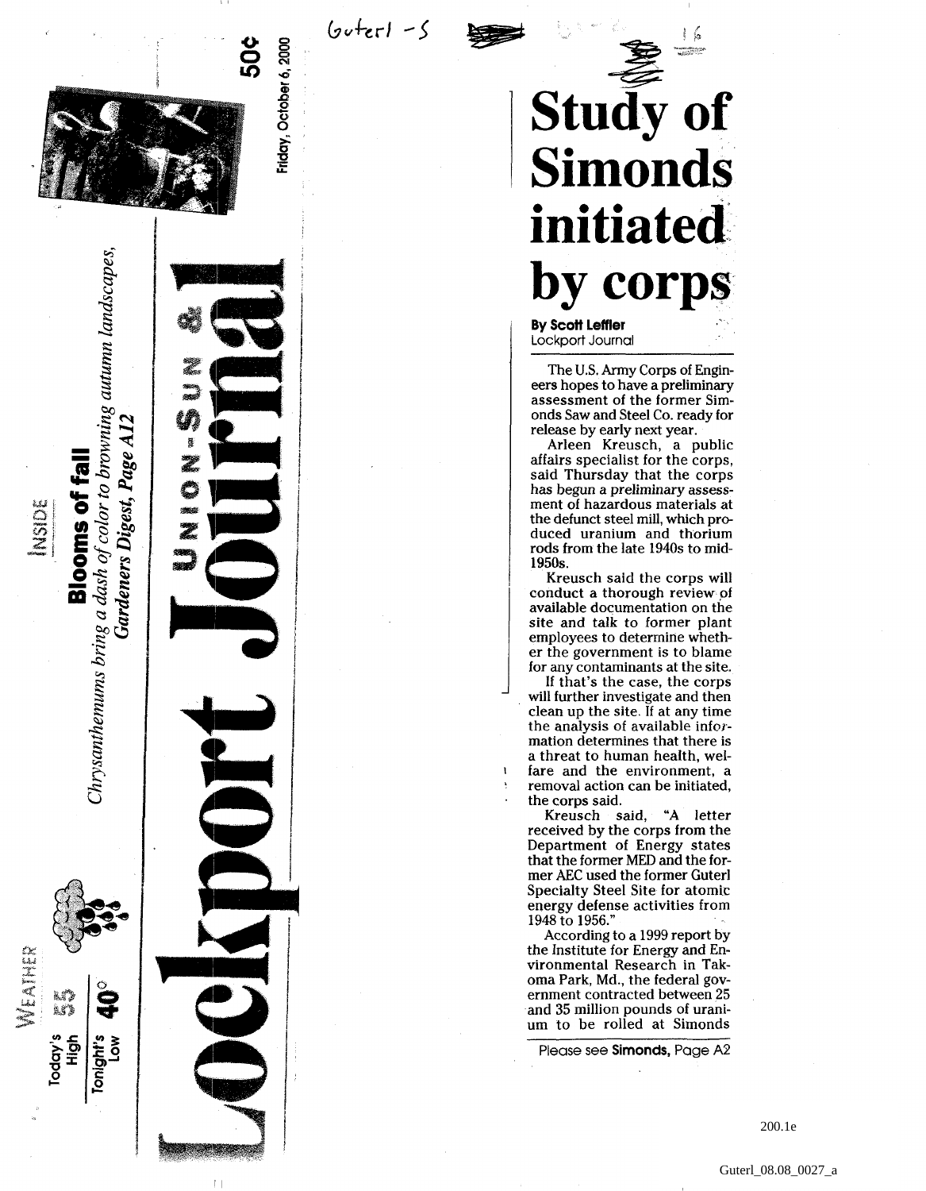Guterl - 5

Lockport Union-Sun & Journal

Friday, October 6, 2000

50¢

WEATHER

Today's High 55

Tonight's Low 40°

INSIDE

**Blooms of fall**

*Chrysanthemums bring a dash of color to browning autumn landscapes, Gardeners Digest, Page A12*

# Study of Simonds initiated by corps

**By Scott Leffler**
Lockport Journal

The U.S. Army Corps of Engineers hopes to have a preliminary assessment of the former Simonds Saw and Steel Co. ready for release by early next year.

Arleen Kreusch, a public affairs specialist for the corps, said Thursday that the corps has begun a preliminary assessment of hazardous materials at the defunct steel mill, which produced uranium and thorium rods from the late 1940s to mid-1950s.

Kreusch said the corps will conduct a thorough review of available documentation on the site and talk to former plant employees to determine whether the government is to blame for any contaminants at the site.

If that's the case, the corps will further investigate and then clean up the site. If at any time the analysis of available information determines that there is a threat to human health, welfare and the environment, a removal action can be initiated, the corps said.

Kreusch said, "A letter received by the corps from the Department of Energy states that the former MED and the former AEC used the former Guterl Specialty Steel Site for atomic energy defense activities from 1948 to 1956."

According to a 1999 report by the Institute for Energy and Environmental Research in Takoma Park, Md., the federal government contracted between 25 and 35 million pounds of uranium to be rolled at Simonds

Please see **Simonds,** Page A2

200.1e

Guterl_08.08_0027_a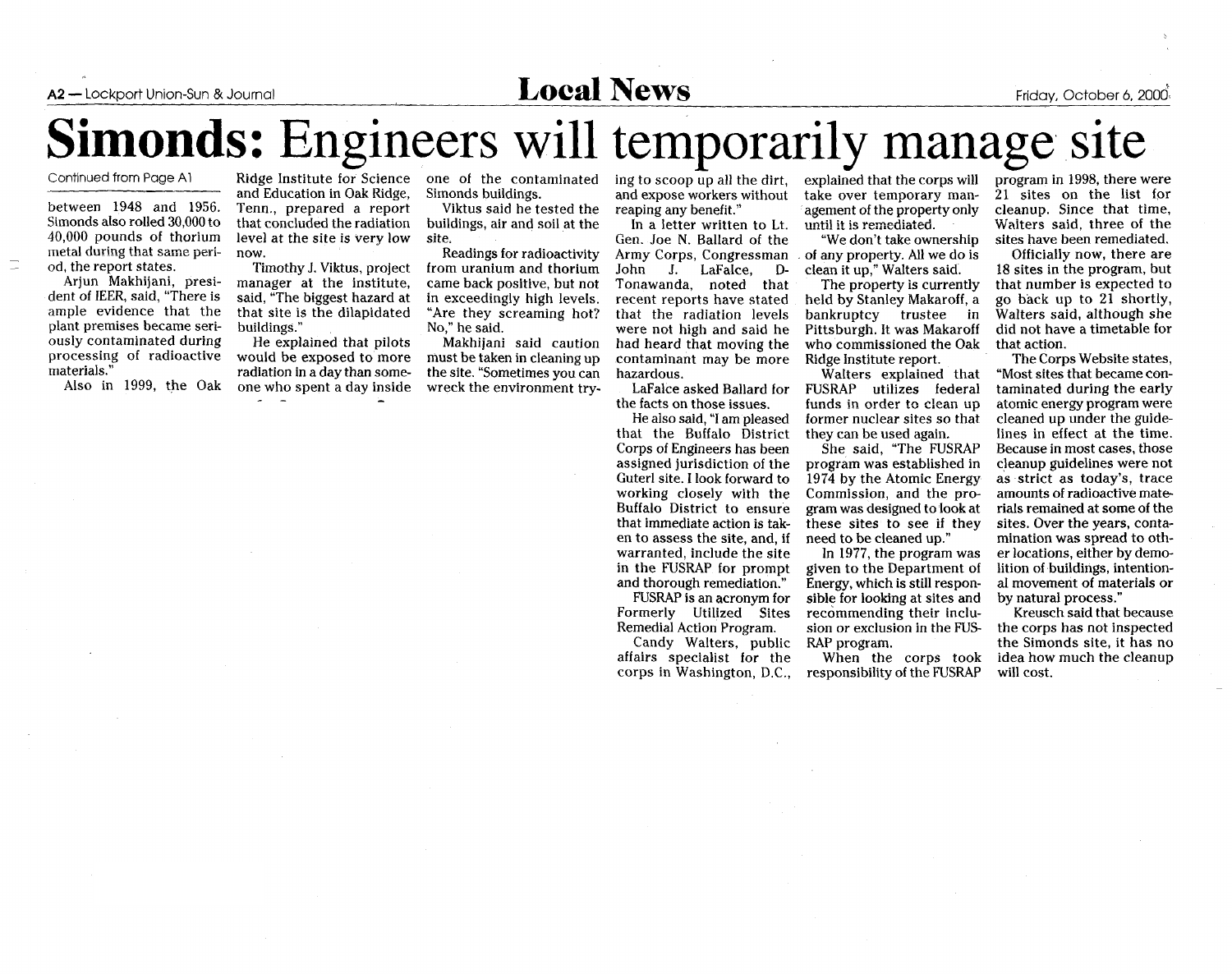# Simonds: Engineers will temporarily manage site

Continued from Page A1

between 1948 and 1956. Simonds also rolled 30,000 to 40,000 pounds of thorium metal during that same period, the report states.

Arjun Makhijani, president of IEER, said, "There is ample evidence that the plant premises became seriously contaminated during processing of radioactive materials."

Also in 1999, the Oak Ridge Institute for Science and Education in Oak Ridge, Tenn., prepared a report that concluded the radiation level at the site is very low now.

Timothy J. Viktus, project manager at the institute, said, "The biggest hazard at that site is the dilapidated buildings."

He explained that pilots would be exposed to more radiation in a day than someone who spent a day inside one of the contaminated Simonds buildings.

Viktus said he tested the buildings, air and soil at the site.

Readings for radioactivity from uranium and thorium came back positive, but not in exceedingly high levels. "Are they screaming hot? No," he said.

Makhijani said caution must be taken in cleaning up the site. "Sometimes you can wreck the environment trying to scoop up all the dirt, and expose workers without reaping any benefit."

In a letter written to Lt. Gen. Joe N. Ballard of the Army Corps, Congressman John J. LaFalce, D-Tonawanda, noted that recent reports have stated that the radiation levels were not high and said he had heard that moving the contaminant may be more hazardous.

LaFalce asked Ballard for the facts on those issues.

He also said, "I am pleased that the Buffalo District Corps of Engineers has been assigned jurisdiction of the Guterl site. I look forward to working closely with the Buffalo District to ensure that immediate action is taken to assess the site, and, if warranted, include the site in the FUSRAP for prompt and thorough remediation."

FUSRAP is an acronym for Formerly Utilized Sites Remedial Action Program.

Candy Walters, public affairs specialist for the corps in Washington, D.C., explained that the corps will take over temporary management of the property only until it is remediated.

"We don't take ownership of any property. All we do is clean it up," Walters said.

The property is currently held by Stanley Makaroff, a bankruptcy trustee in Pittsburgh. It was Makaroff who commissioned the Oak Ridge Institute report.

Walters explained that FUSRAP utilizes federal funds in order to clean up former nuclear sites so that they can be used again.

She said, "The FUSRAP program was established in 1974 by the Atomic Energy Commission, and the program was designed to look at these sites to see if they need to be cleaned up."

In 1977, the program was given to the Department of Energy, which is still responsible for looking at sites and recommending their inclusion or exclusion in the FUSRAP program.

When the corps took responsibility of the FUSRAP program in 1998, there were 21 sites on the list for cleanup. Since that time, Walters said, three of the sites have been remediated.

Officially now, there are 18 sites in the program, but that number is expected to go back up to 21 shortly, Walters said, although she did not have a timetable for that action.

The Corps Website states, "Most sites that became contaminated during the early atomic energy program were cleaned up under the guidelines in effect at the time. Because in most cases, those cleanup guidelines were not as strict as today's, trace amounts of radioactive materials remained at some of the sites. Over the years, contamination was spread to other locations, either by demolition of buildings, intentional movement of materials or by natural process."

Kreusch said that because the corps has not inspected the Simonds site, it has no idea how much the cleanup will cost.